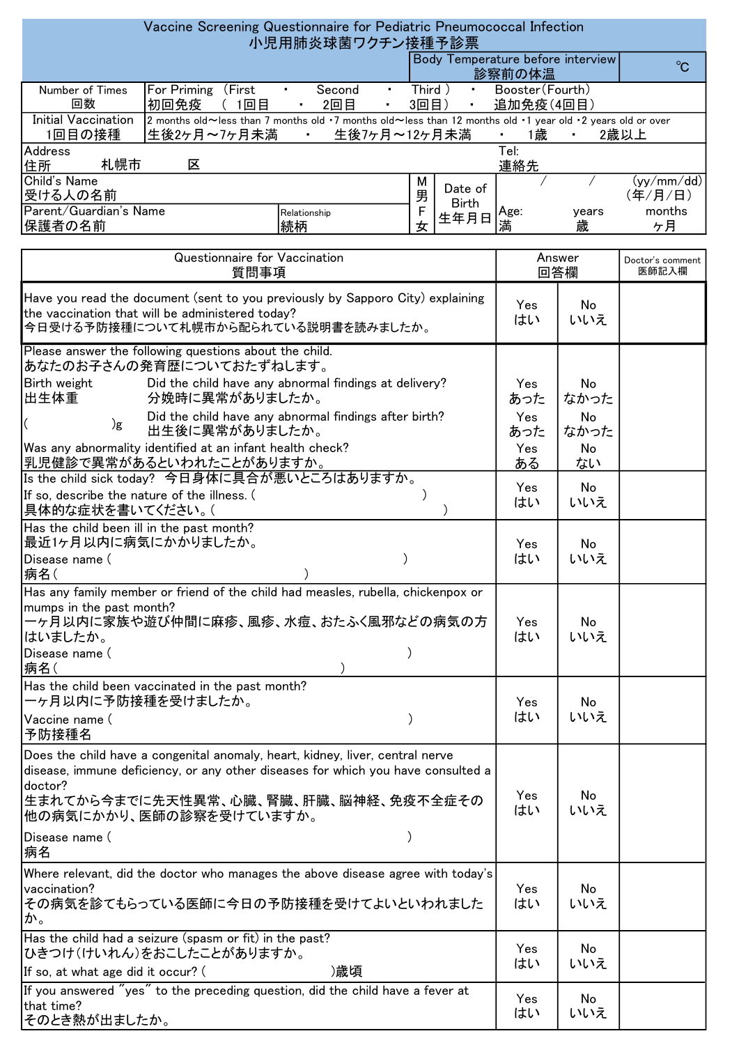# Vaccine Screening Questionnaire for Pediatric Pneumococcal Infection
# 小児用肺炎球菌ワクチン接種予診票

| | Body Temperature before interview 診察前の体温 | ℃ |
|---|---|---|

| | | | | |
|---|---|---|---|---|
| Number of Times 回数 | For Priming （First 初回免疫 （ 1回目 ・ Second 2回目 ・ Third ） 3回目） ・ Booster（Fourth） 追加免疫（4回目） | | | |
| Initial Vaccination 1回目の接種 | 2 months old～less than 7 months old ・7 months old～less than 12 months old ・1 year old ・2 years old or over 生後2ヶ月～7ヶ月未満 ・ 生後7ヶ月～12ヶ月未満 ・ 1歳 ・ 2歳以上 | | | |
| Address 住所 札幌市 区 | | Tel: 連絡先 | | |
| Child's Name 受ける人の名前 | | M 男 F 女 | Date of Birth 生年月日 | / / (yy/mm/dd) (年/月/日) |
| Parent/Guardian's Name 保護者の名前 | Relationship 続柄 | | | Age: years months 満 歳 ヶ月 |

| Questionnaire for Vaccination 質問事項 | Answer 回答欄 | | Doctor's comment 医師記入欄 |
|---|---|---|---|
| Have you read the document (sent to you previously by Sapporo City) explaining the vaccination that will be administered today? 今日受ける予防接種について札幌市から配られている説明書を読みましたか。 | Yes はい | No いいえ | |
| Please answer the following questions about the child. あなたのお子さんの発育歴についておたずねします。 | | | |
| Birth weight 出生体重 ( )g — Did the child have any abnormal findings at delivery? 分娩時に異常がありましたか。 | Yes あった | No なかった | |
| Did the child have any abnormal findings after birth? 出生後に異常がありましたか。 | Yes あった | No なかった | |
| Was any abnormality identified at an infant health check? 乳児健診で異常があるといわれたことがありますか。 | Yes ある | No ない | |
| Is the child sick today? 今日身体に具合が悪いところはありますか。 If so, describe the nature of the illness. ( ) 具体的な症状を書いてください。( ) | Yes はい | No いいえ | |
| Has the child been ill in the past month? 最近1ヶ月以内に病気にかかりましたか。 Disease name ( ) 病名( ) | Yes はい | No いいえ | |
| Has any family member or friend of the child had measles, rubella, chickenpox or mumps in the past month? 一ヶ月以内に家族や遊び仲間に麻疹、風疹、水痘、おたふく風邪などの病気の方はいましたか。 Disease name ( ) 病名( ) | Yes はい | No いいえ | |
| Has the child been vaccinated in the past month? 一ヶ月以内に予防接種を受けましたか。 Vaccine name ( ) 予防接種名 | Yes はい | No いいえ | |
| Does the child have a congenital anomaly, heart, kidney, liver, central nerve disease, immune deficiency, or any other diseases for which you have consulted a doctor? 生まれてから今までに先天性異常、心臓、腎臓、肝臓、脳神経、免疫不全症その他の病気にかかり、医師の診察を受けていますか。 Disease name ( ) 病名 | Yes はい | No いいえ | |
| Where relevant, did the doctor who manages the above disease agree with today's vaccination? その病気を診てもらっている医師に今日の予防接種を受けてよいといわれましたか。 | Yes はい | No いいえ | |
| Has the child had a seizure (spasm or fit) in the past? ひきつけ(けいれん)をおこしたことがありますか。 If so, at what age did it occur? ( )歳頃 | Yes はい | No いいえ | |
| If you answered "yes" to the preceding question, did the child have a fever at that time? そのとき熱が出ましたか。 | Yes はい | No いいえ | |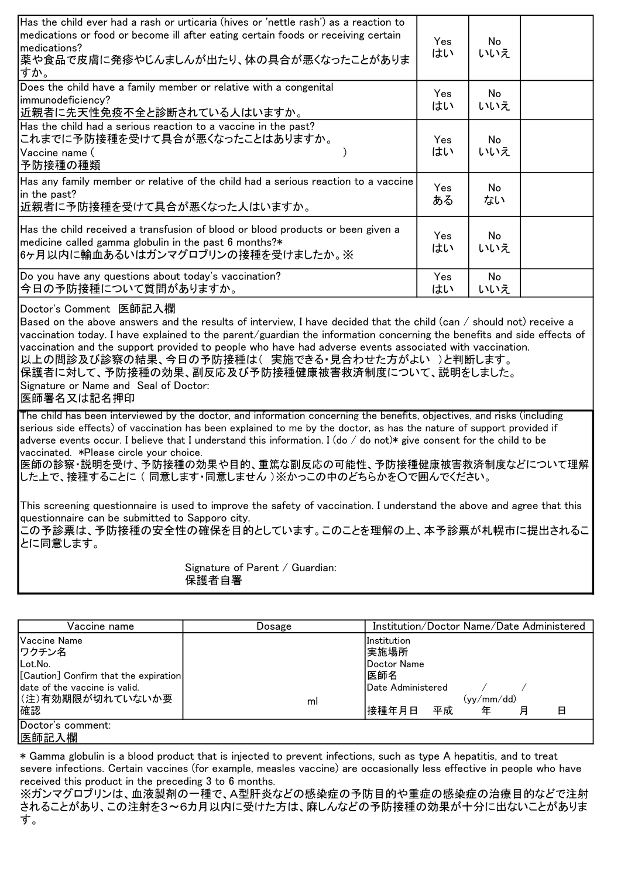| | | | |
|---|---|---|---|
| Has the child ever had a rash or urticaria (hives or 'nettle rash') as a reaction to medications or food or become ill after eating certain foods or receiving certain medications?<br>薬や食品で皮膚に発疹やじんましんが出たり、体の具合が悪くなったことがありますか。 | Yes<br>はい | No<br>いいえ | |
| Does the child have a family member or relative with a congenital immunodeficiency?<br>近親者に先天性免疫不全と診断されている人はいますか。 | Yes<br>はい | No<br>いいえ | |
| Has the child had a serious reaction to a vaccine in the past?<br>これまでに予防接種を受けて具合が悪くなったことはありますか。<br>Vaccine name (　　　　　　　　　　　　　　　)<br>予防接種の種類 | Yes<br>はい | No<br>いいえ | |
| Has any family member or relative of the child had a serious reaction to a vaccine in the past?<br>近親者に予防接種を受けて具合が悪くなった人はいますか。 | Yes<br>ある | No<br>ない | |
| Has the child received a transfusion of blood or blood products or been given a medicine called gamma globulin in the past 6 months?*<br>6ヶ月以内に輸血あるいはガンマグロブリンの接種を受けましたか。※ | Yes<br>はい | No<br>いいえ | |
| Do you have any questions about today's vaccination?<br>今日の予防接種について質問がありますか。 | Yes<br>はい | No<br>いいえ | |

Doctor's Comment 医師記入欄

Based on the above answers and the results of interview, I have decided that the child (can / should not) receive a vaccination today. I have explained to the parent/guardian the information concerning the benefits and side effects of vaccination and the support provided to people who have had adverse events associated with vaccination.

以上の問診及び診察の結果、今日の予防接種は（　実施できる・見合わせた方がよい　）と判断します。

保護者に対して、予防接種の効果、副反応及び予防接種健康被害救済制度について、説明をしました。

Signature or Name and Seal of Doctor:

医師署名又は記名押印

The child has been interviewed by the doctor, and information concerning the benefits, objectives, and risks (including serious side effects) of vaccination has been explained to me by the doctor, as has the nature of support provided if adverse events occur. I believe that I understand this information. I (do / do not)* give consent for the child to be vaccinated. *Please circle your choice.

医師の診察・説明を受け、予防接種の効果や目的、重篤な副反応の可能性、予防接種健康被害救済制度などについて理解した上で、接種することに（ 同意します・同意しません ）※かっこの中のどちらかを〇で囲んでください。

This screening questionnaire is used to improve the safety of vaccination. I understand the above and agree that this questionnaire can be submitted to Sapporo city.

この予診票は、予防接種の安全性の確保を目的としています。このことを理解の上、本予診票が札幌市に提出されることに同意します。

Signature of Parent / Guardian:

保護者自署

| Vaccine name | Dosage | Institution/Doctor Name/Date Administered |
|---|---|---|
| Vaccine Name<br>ワクチン名<br>Lot.No.<br>[Caution] Confirm that the expiration date of the vaccine is valid.<br>（注）有効期限が切れていないか要確認 | ml | Institution<br>実施場所<br>Doctor Name<br>医師名<br>Date Administered　　/　　/　　(yy/mm/dd)<br>接種年月日　平成　　年　　月　　日 |
| Doctor's comment:<br>医師記入欄 | | |

* Gamma globulin is a blood product that is injected to prevent infections, such as type A hepatitis, and to treat severe infections. Certain vaccines (for example, measles vaccine) are occasionally less effective in people who have received this product in the preceding 3 to 6 months.

※ガンマグロブリンは、血液製剤の一種で、A型肝炎などの感染症の予防目的や重症の感染症の治療目的などで注射されることがあり、この注射を3～6カ月以内に受けた方は、麻しんなどの予防接種の効果が十分に出ないことがあります。